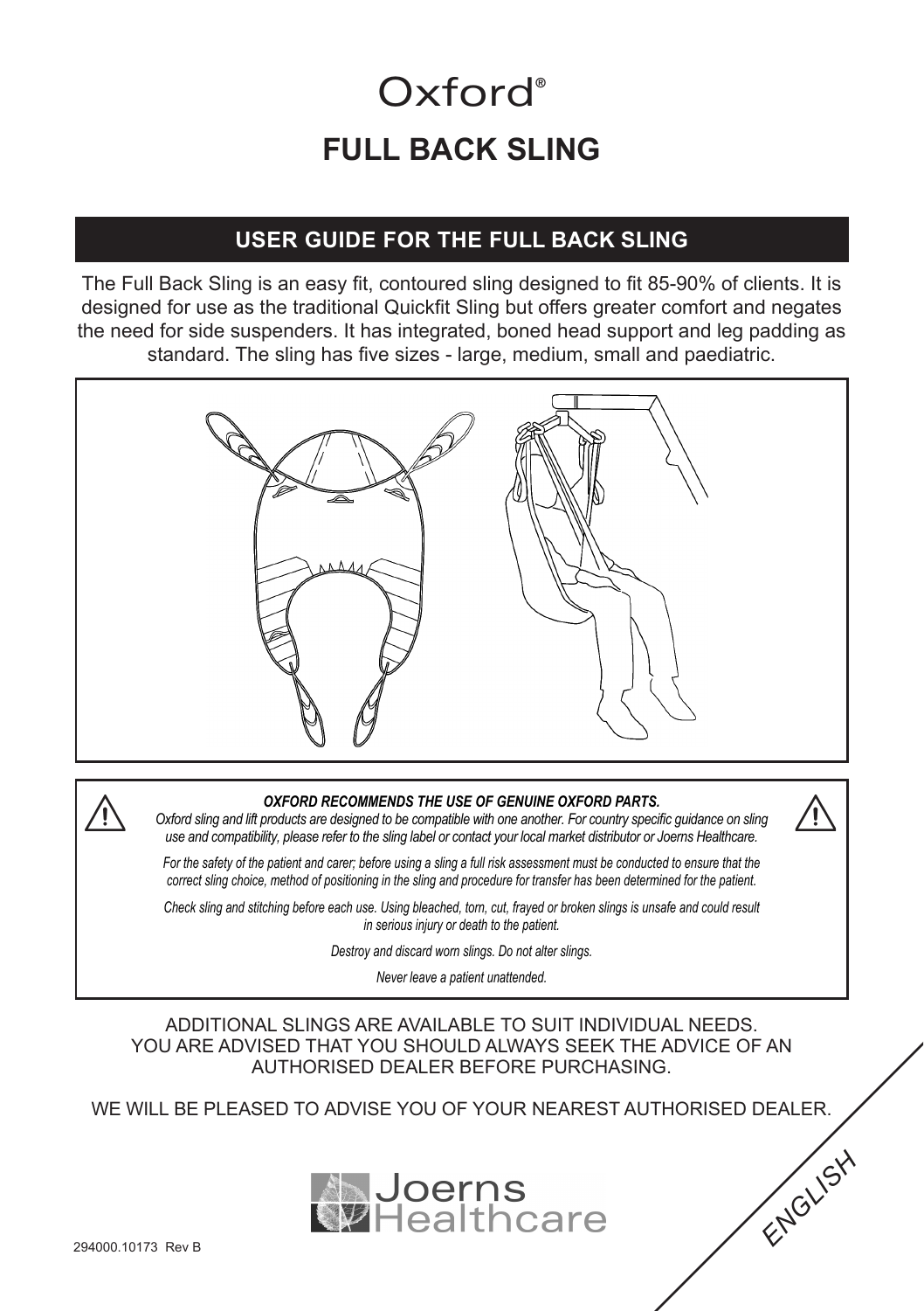# Oxford®

# FULL BACK SLING

## USER GUIDE FOR THE FULL BACK SLING

The Full Back Sling is an easy fit, contoured sling designed to fit 85-90% of clients. It is designed for use as the traditional Quickfit Sling but offers greater comfort and negates the need for side suspenders. It has integrated, boned head support and leg padding as standard. The sling has five sizes - large, medium, small and paediatric.

***OXFORD RECOMMENDS THE USE OF GENUINE OXFORD PARTS.***

*Oxford sling and lift products are designed to be compatible with one another. For country specific guidance on sling use and compatibility, please refer to the sling label or contact your local market distributor or Joerns Healthcare.*

*For the safety of the patient and carer; before using a sling a full risk assessment must be conducted to ensure that the correct sling choice, method of positioning in the sling and procedure for transfer has been determined for the patient.*

*Check sling and stitching before each use. Using bleached, torn, cut, frayed or broken slings is unsafe and could result in serious injury or death to the patient.*

*Destroy and discard worn slings. Do not alter slings.*

*Never leave a patient unattended.*

ADDITIONAL SLINGS ARE AVAILABLE TO SUIT INDIVIDUAL NEEDS. YOU ARE ADVISED THAT YOU SHOULD ALWAYS SEEK THE ADVICE OF AN AUTHORISED DEALER BEFORE PURCHASING.

WE WILL BE PLEASED TO ADVISE YOU OF YOUR NEAREST AUTHORISED DEALER.

Joerns Healthcare

ENGLISH

294000.10173 Rev B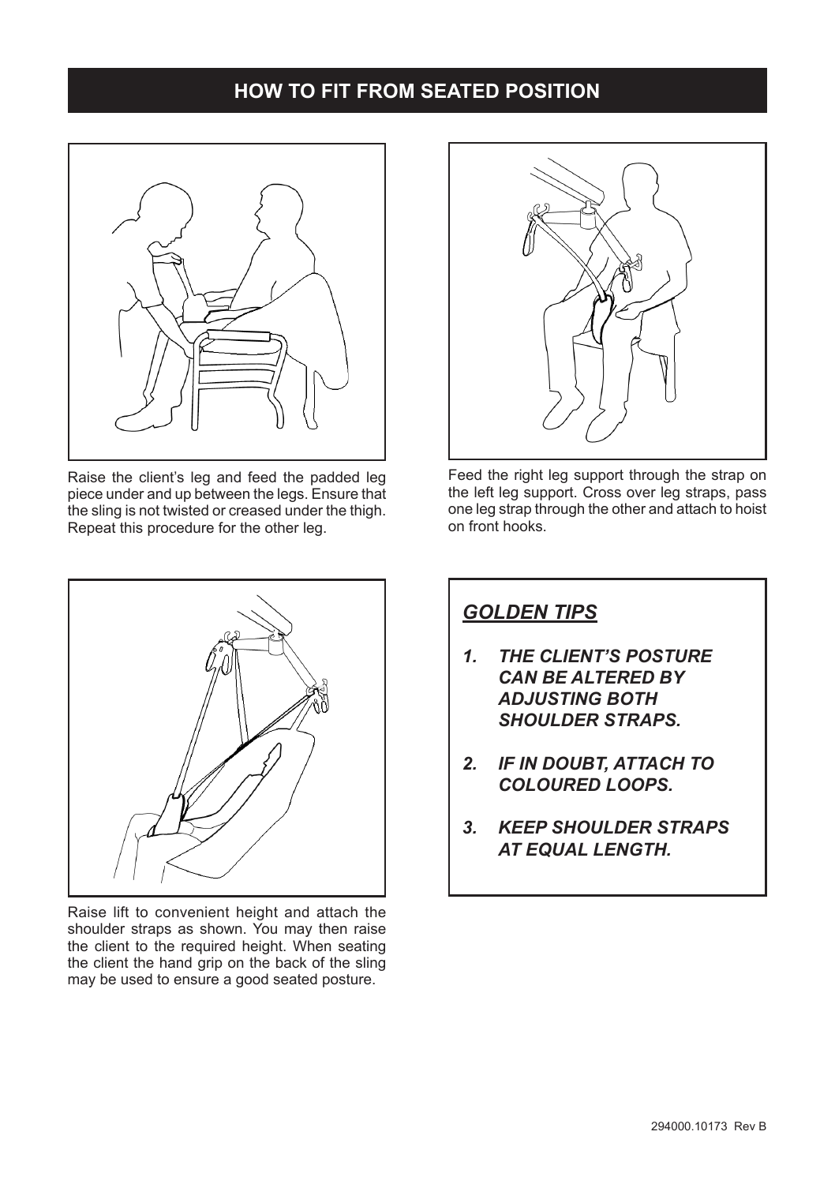## HOW TO FIT FROM SEATED POSITION

Raise the client's leg and feed the padded leg piece under and up between the legs. Ensure that the sling is not twisted or creased under the thigh. Repeat this procedure for the other leg.

Feed the right leg support through the strap on the left leg support. Cross over leg straps, pass one leg strap through the other and attach to hoist on front hooks.

Raise lift to convenient height and attach the shoulder straps as shown. You may then raise the client to the required height. When seating the client the hand grip on the back of the sling may be used to ensure a good seated posture.

### ***GOLDEN TIPS***

1. ***THE CLIENT'S POSTURE CAN BE ALTERED BY ADJUSTING BOTH SHOULDER STRAPS.***
2. ***IF IN DOUBT, ATTACH TO COLOURED LOOPS.***
3. ***KEEP SHOULDER STRAPS AT EQUAL LENGTH.***

294000.10173 Rev B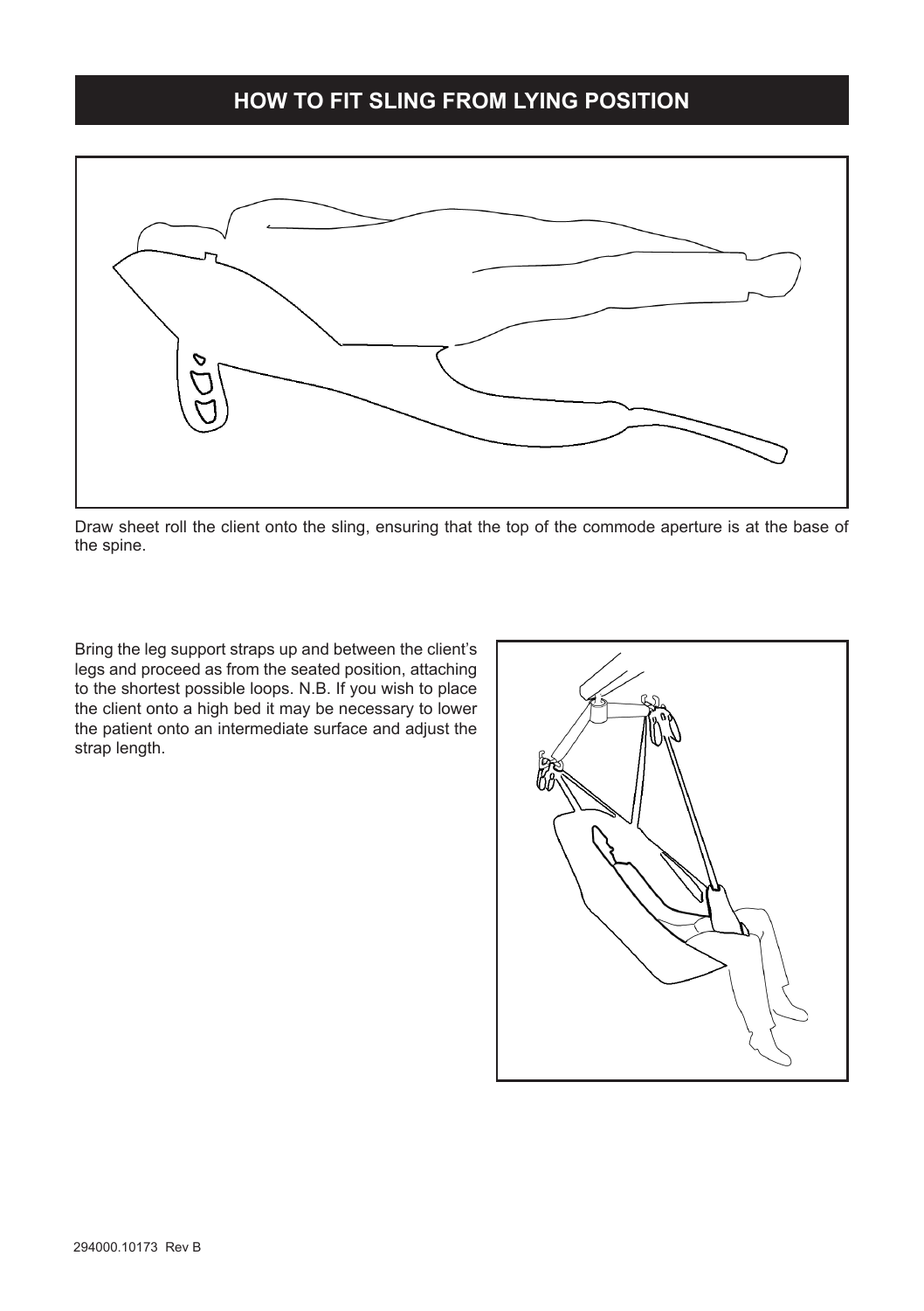## HOW TO FIT SLING FROM LYING POSITION

Draw sheet roll the client onto the sling, ensuring that the top of the commode aperture is at the base of the spine.

Bring the leg support straps up and between the client's legs and proceed as from the seated position, attaching to the shortest possible loops. N.B. If you wish to place the client onto a high bed it may be necessary to lower the patient onto an intermediate surface and adjust the strap length.

294000.10173 Rev B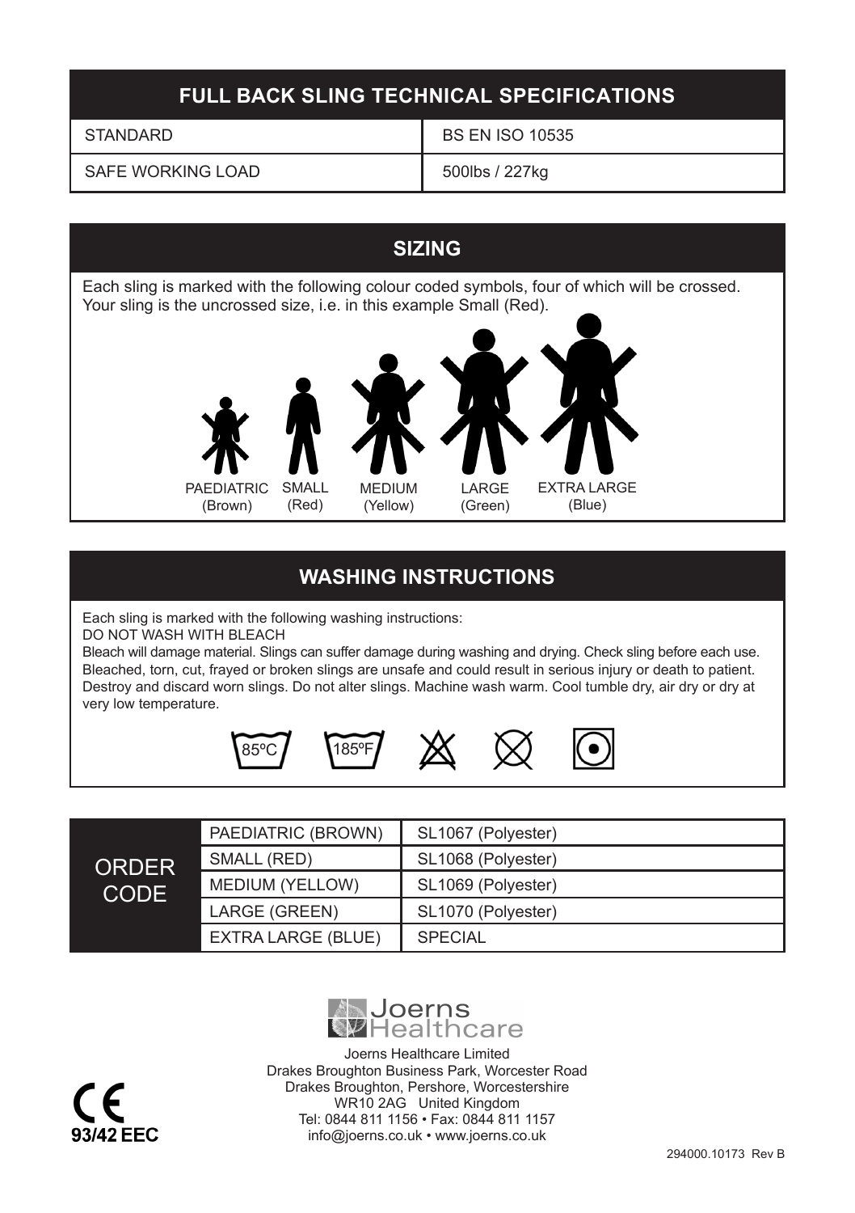## FULL BACK SLING TECHNICAL SPECIFICATIONS

| | |
|---|---|
| STANDARD | BS EN ISO 10535 |
| SAFE WORKING LOAD | 500lbs / 227kg |

## SIZING

Each sling is marked with the following colour coded symbols, four of which will be crossed. Your sling is the uncrossed size, i.e. in this example Small (Red).

PAEDIATRIC (Brown)
SMALL (Red)
MEDIUM (Yellow)
LARGE (Green)
EXTRA LARGE (Blue)

## WASHING INSTRUCTIONS

Each sling is marked with the following washing instructions:
DO NOT WASH WITH BLEACH
Bleach will damage material. Slings can suffer damage during washing and drying. Check sling before each use. Bleached, torn, cut, frayed or broken slings are unsafe and could result in serious injury or death to patient. Destroy and discard worn slings. Do not alter slings. Machine wash warm. Cool tumble dry, air dry or dry at very low temperature.

85ºC 185ºF

| | | |
|---|---|---|
| ORDER CODE | PAEDIATRIC (BROWN) | SL1067 (Polyester) |
| | SMALL (RED) | SL1068 (Polyester) |
| | MEDIUM (YELLOW) | SL1069 (Polyester) |
| | LARGE (GREEN) | SL1070 (Polyester) |
| | EXTRA LARGE (BLUE) | SPECIAL |

Joerns Healthcare

Joerns Healthcare Limited
Drakes Broughton Business Park, Worcester Road
Drakes Broughton, Pershore, Worcestershire
WR10 2AG United Kingdom
Tel: 0844 811 1156 • Fax: 0844 811 1157
info@joerns.co.uk • www.joerns.co.uk

CE 93/42 EEC

294000.10173 Rev B